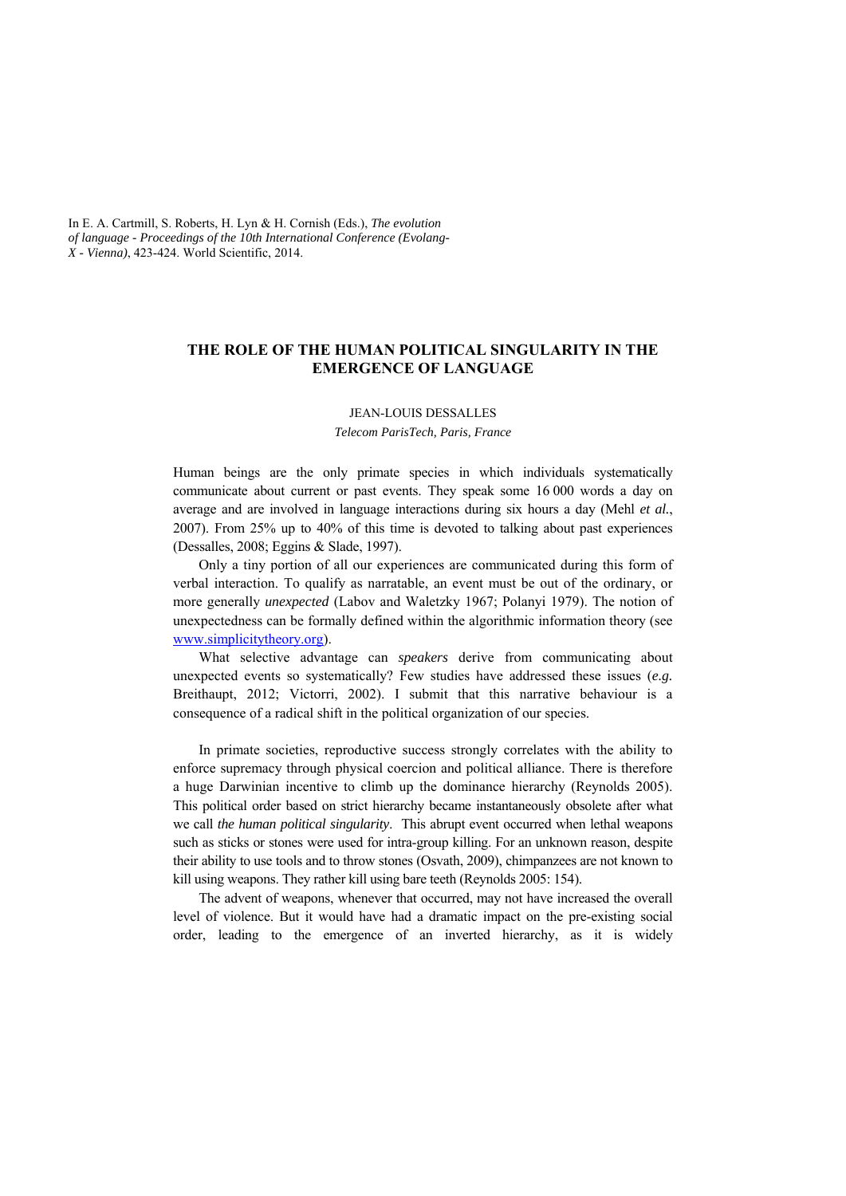In E. A. Cartmill, S. Roberts, H. Lyn & H. Cornish (Eds.), *The evolution of language - Proceedings of the 10th International Conference (Evolang-X - Vienna)*, 423-424. World Scientific, 2014.

# THE ROLE OF THE HUMAN POLITICAL SINGULARITY IN THE EMERGENCE OF LANGUAGE

JEAN-LOUIS DESSALLES

*Telecom ParisTech, Paris, France*

Human beings are the only primate species in which individuals systematically communicate about current or past events. They speak some 16 000 words a day on average and are involved in language interactions during six hours a day (Mehl *et al.*, 2007). From 25% up to 40% of this time is devoted to talking about past experiences (Dessalles, 2008; Eggins & Slade, 1997).

Only a tiny portion of all our experiences are communicated during this form of verbal interaction. To qualify as narratable, an event must be out of the ordinary, or more generally *unexpected* (Labov and Waletzky 1967; Polanyi 1979). The notion of unexpectedness can be formally defined within the algorithmic information theory (see www.simplicitytheory.org).

What selective advantage can *speakers* derive from communicating about unexpected events so systematically? Few studies have addressed these issues (*e.g.* Breithaupt, 2012; Victorri, 2002). I submit that this narrative behaviour is a consequence of a radical shift in the political organization of our species.

In primate societies, reproductive success strongly correlates with the ability to enforce supremacy through physical coercion and political alliance. There is therefore a huge Darwinian incentive to climb up the dominance hierarchy (Reynolds 2005). This political order based on strict hierarchy became instantaneously obsolete after what we call *the human political singularity*. This abrupt event occurred when lethal weapons such as sticks or stones were used for intra-group killing. For an unknown reason, despite their ability to use tools and to throw stones (Osvath, 2009), chimpanzees are not known to kill using weapons. They rather kill using bare teeth (Reynolds 2005: 154).

The advent of weapons, whenever that occurred, may not have increased the overall level of violence. But it would have had a dramatic impact on the pre-existing social order, leading to the emergence of an inverted hierarchy, as it is widely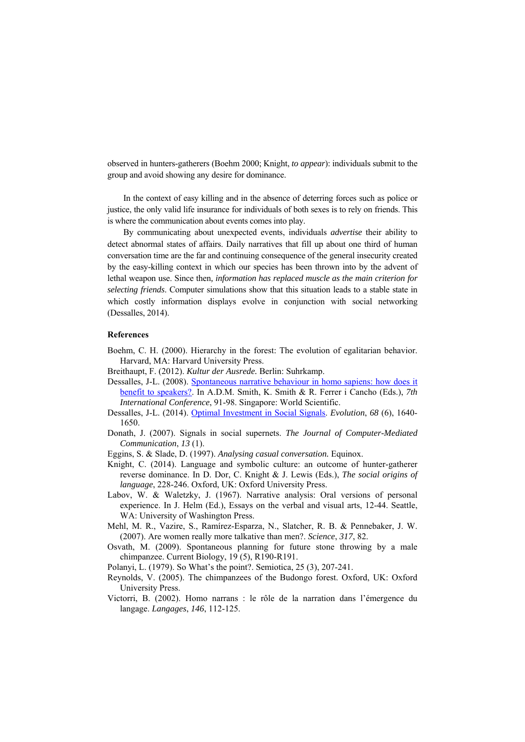observed in hunters-gatherers (Boehm 2000; Knight, *to appear*): individuals submit to the group and avoid showing any desire for dominance.

In the context of easy killing and in the absence of deterring forces such as police or justice, the only valid life insurance for individuals of both sexes is to rely on friends. This is where the communication about events comes into play.

By communicating about unexpected events, individuals *advertise* their ability to detect abnormal states of affairs. Daily narratives that fill up about one third of human conversation time are the far and continuing consequence of the general insecurity created by the easy-killing context in which our species has been thrown into by the advent of lethal weapon use. Since then, *information has replaced muscle as the main criterion for selecting friends*. Computer simulations show that this situation leads to a stable state in which costly information displays evolve in conjunction with social networking (Dessalles, 2014).

## References

Boehm, C. H. (2000). Hierarchy in the forest: The evolution of egalitarian behavior. Harvard, MA: Harvard University Press.

Breithaupt, F. (2012). *Kultur der Ausrede.* Berlin: Suhrkamp.

Dessalles, J-L. (2008). Spontaneous narrative behaviour in homo sapiens: how does it benefit to speakers?. In A.D.M. Smith, K. Smith & R. Ferrer i Cancho (Eds.), *7th International Conference*, 91-98. Singapore: World Scientific.

Dessalles, J-L. (2014). Optimal Investment in Social Signals. *Evolution*, *68* (6), 1640-1650.

Donath, J. (2007). Signals in social supernets. *The Journal of Computer-Mediated Communication*, *13* (1).

Eggins, S. & Slade, D. (1997). *Analysing casual conversation.* Equinox.

Knight, C. (2014). Language and symbolic culture: an outcome of hunter-gatherer reverse dominance. In D. Dor, C. Knight & J. Lewis (Eds.), *The social origins of language*, 228-246. Oxford, UK: Oxford University Press.

Labov, W. & Waletzky, J. (1967). Narrative analysis: Oral versions of personal experience. In J. Helm (Ed.), Essays on the verbal and visual arts, 12-44. Seattle, WA: University of Washington Press.

Mehl, M. R., Vazire, S., Ramírez-Esparza, N., Slatcher, R. B. & Pennebaker, J. W. (2007). Are women really more talkative than men?. *Science*, *317*, 82.

Osvath, M. (2009). Spontaneous planning for future stone throwing by a male chimpanzee. Current Biology, 19 (5), R190-R191.

Polanyi, L. (1979). So What's the point?. Semiotica, 25 (3), 207-241.

Reynolds, V. (2005). The chimpanzees of the Budongo forest. Oxford, UK: Oxford University Press.

Victorri, B. (2002). Homo narrans : le rôle de la narration dans l'émergence du langage. *Langages*, *146*, 112-125.